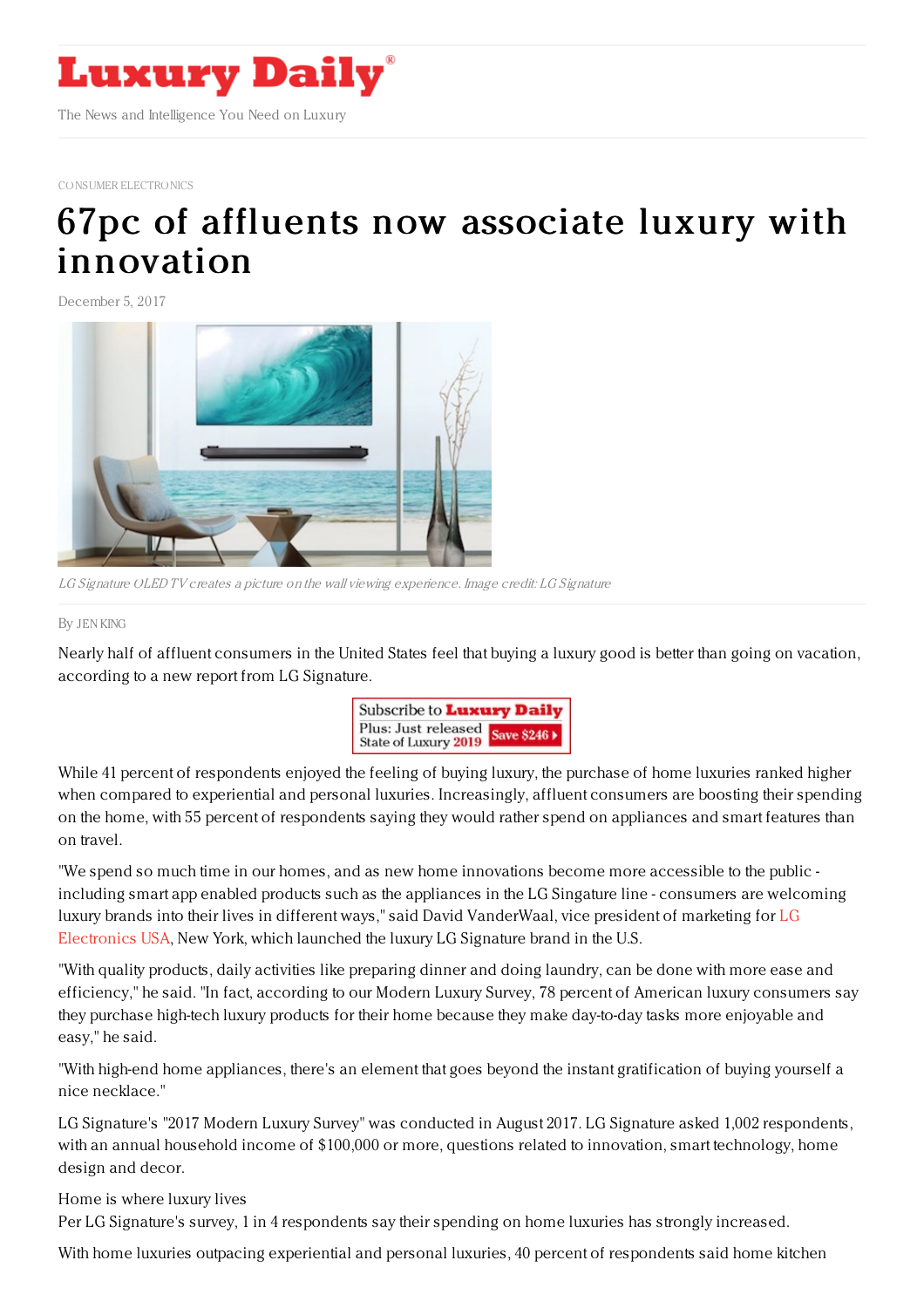# Luxury Daily

The News and Intelligence You Need on Luxury

CONSUMER ELECTRONICS

# 67pc of affluents now associate luxury with innovation

December 5, 2017

*LG Signature OLED TV creates a picture on the wall viewing experience. Image credit: LG Signature*

By JEN KING

Nearly half of affluent consumers in the United States feel that buying a luxury good is better than going on vacation, according to a new report from LG Signature.

While 41 percent of respondents enjoyed the feeling of buying luxury, the purchase of home luxuries ranked higher when compared to experiential and personal luxuries. Increasingly, affluent consumers are boosting their spending on the home, with 55 percent of respondents saying they would rather spend on appliances and smart features than on travel.

"We spend so much time in our homes, and as new home innovations become more accessible to the public - including smart app enabled products such as the appliances in the LG Singature line - consumers are welcoming luxury brands into their lives in different ways," said David VanderWaal, vice president of marketing for LG Electronics USA, New York, which launched the luxury LG Signature brand in the U.S.

"With quality products, daily activities like preparing dinner and doing laundry, can be done with more ease and efficiency," he said. "In fact, according to our Modern Luxury Survey, 78 percent of American luxury consumers say they purchase high-tech luxury products for their home because they make day-to-day tasks more enjoyable and easy," he said.

"With high-end home appliances, there's an element that goes beyond the instant gratification of buying yourself a nice necklace."

LG Signature's "2017 Modern Luxury Survey" was conducted in August 2017. LG Signature asked 1,002 respondents, with an annual household income of $100,000 or more, questions related to innovation, smart technology, home design and decor.

## Home is where luxury lives

Per LG Signature's survey, 1 in 4 respondents say their spending on home luxuries has strongly increased.

With home luxuries outpacing experiential and personal luxuries, 40 percent of respondents said home kitchen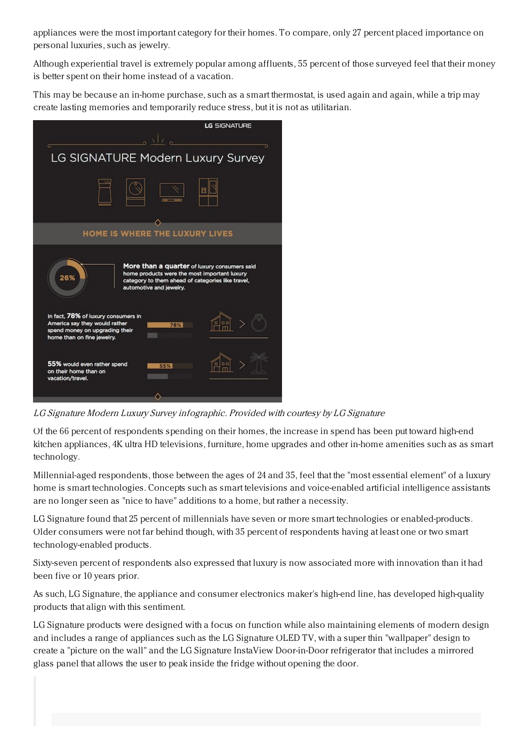appliances were the most important category for their homes. To compare, only 27 percent placed importance on personal luxuries, such as jewelry.

Although experiential travel is extremely popular among affluents, 55 percent of those surveyed feel that their money is better spent on their home instead of a vacation.

This may be because an in-home purchase, such as a smart thermostat, is used again and again, while a trip may create lasting memories and temporarily reduce stress, but it is not as utilitarian.

LG SIGNATURE

LG SIGNATURE Modern Luxury Survey

HOME IS WHERE THE LUXURY LIVES

26%

**More than a quarter** of luxury consumers said home products were the most important luxury category to them ahead of categories like travel, automotive and jewelry.

In fact, **78%** of luxury consumers in America say they would rather spend money on upgrading their home than on fine jewelry.

**55%** would even rather spend on their home than on vacation/travel.

*LG Signature Modern Luxury Survey infographic. Provided with courtesy by LG Signature*

Of the 66 percent of respondents spending on their homes, the increase in spend has been put toward high-end kitchen appliances, 4K ultra HD televisions, furniture, home upgrades and other in-home amenities such as as smart technology.

Millennial-aged respondents, those between the ages of 24 and 35, feel that the "most essential element" of a luxury home is smart technologies. Concepts such as smart televisions and voice-enabled artificial intelligence assistants are no longer seen as "nice to have" additions to a home, but rather a necessity.

LG Signature found that 25 percent of millennials have seven or more smart technologies or enabled-products. Older consumers were not far behind though, with 35 percent of respondents having at least one or two smart technology-enabled products.

Sixty-seven percent of respondents also expressed that luxury is now associated more with innovation than it had been five or 10 years prior.

As such, LG Signature, the appliance and consumer electronics maker's high-end line, has developed high-quality products that align with this sentiment.

LG Signature products were designed with a focus on function while also maintaining elements of modern design and includes a range of appliances such as the LG Signature OLED TV, with a super thin "wallpaper" design to create a "picture on the wall" and the LG Signature InstaView Door-in-Door refrigerator that includes a mirrored glass panel that allows the user to peak inside the fridge without opening the door.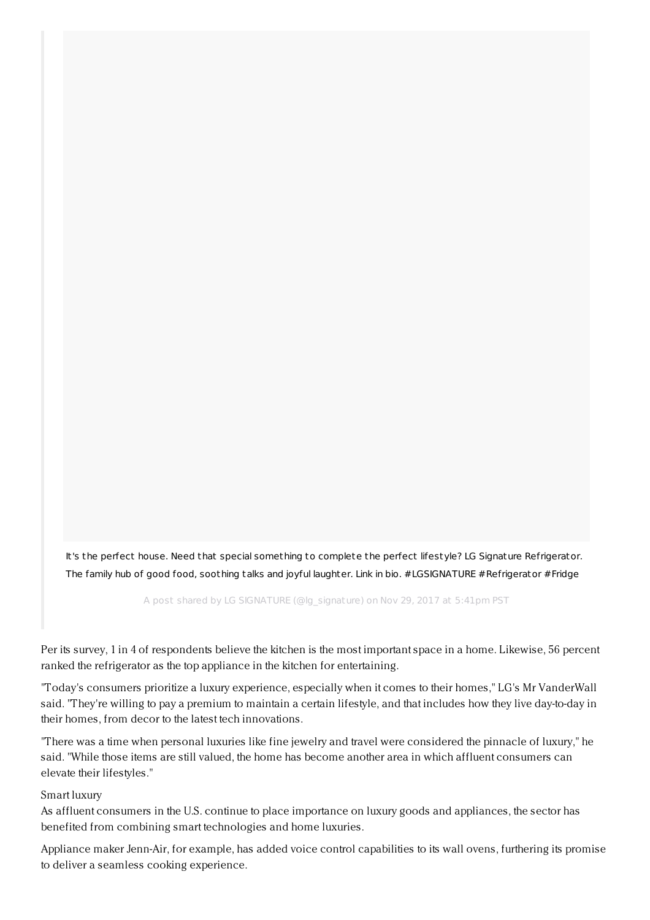It's the perfect house. Need that special something to complete the perfect lifestyle? LG Signature Refrigerator. The family hub of good food, soothing talks and joyful laughter. Link in bio. #LGSIGNATURE #Refrigerator #Fridge

A post shared by LG SIGNATURE (@lg_signature) on Nov 29, 2017 at 5:41pm PST

Per its survey, 1 in 4 of respondents believe the kitchen is the most important space in a home. Likewise, 56 percent ranked the refrigerator as the top appliance in the kitchen for entertaining.

"Today's consumers prioritize a luxury experience, especially when it comes to their homes," LG's Mr VanderWall said. "They're willing to pay a premium to maintain a certain lifestyle, and that includes how they live day-to-day in their homes, from decor to the latest tech innovations.

"There was a time when personal luxuries like fine jewelry and travel were considered the pinnacle of luxury," he said. "While those items are still valued, the home has become another area in which affluent consumers can elevate their lifestyles."

Smart luxury

As affluent consumers in the U.S. continue to place importance on luxury goods and appliances, the sector has benefited from combining smart technologies and home luxuries.

Appliance maker Jenn-Air, for example, has added voice control capabilities to its wall ovens, furthering its promise to deliver a seamless cooking experience.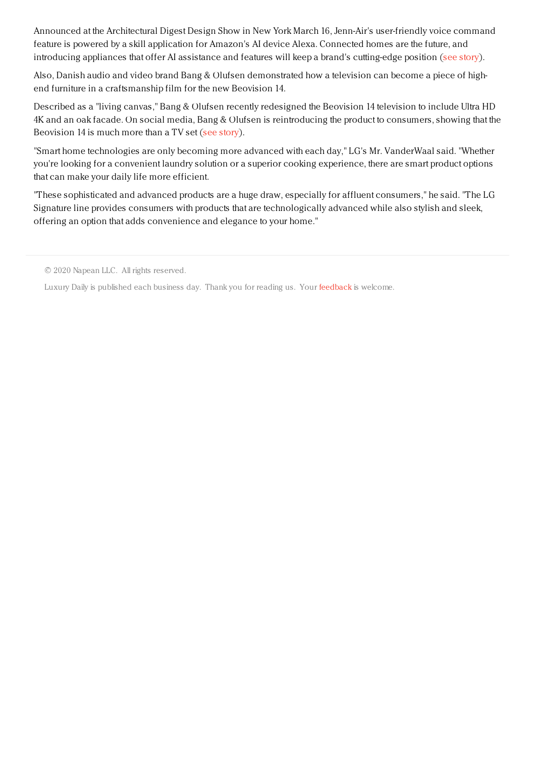Announced at the Architectural Digest Design Show in New York March 16, Jenn-Air's user-friendly voice command feature is powered by a skill application for Amazon's AI device Alexa. Connected homes are the future, and introducing appliances that offer AI assistance and features will keep a brand's cutting-edge position (see story).

Also, Danish audio and video brand Bang & Olufsen demonstrated how a television can become a piece of high-end furniture in a craftsmanship film for the new Beovision 14.

Described as a "living canvas," Bang & Olufsen recently redesigned the Beovision 14 television to include Ultra HD 4K and an oak facade. On social media, Bang & Olufsen is reintroducing the product to consumers, showing that the Beovision 14 is much more than a TV set (see story).

"Smart home technologies are only becoming more advanced with each day," LG's Mr. VanderWaal said. "Whether you're looking for a convenient laundry solution or a superior cooking experience, there are smart product options that can make your daily life more efficient.

"These sophisticated and advanced products are a huge draw, especially for affluent consumers," he said. "The LG Signature line provides consumers with products that are technologically advanced while also stylish and sleek, offering an option that adds convenience and elegance to your home."

© 2020 Napean LLC. All rights reserved.

Luxury Daily is published each business day. Thank you for reading us. Your feedback is welcome.